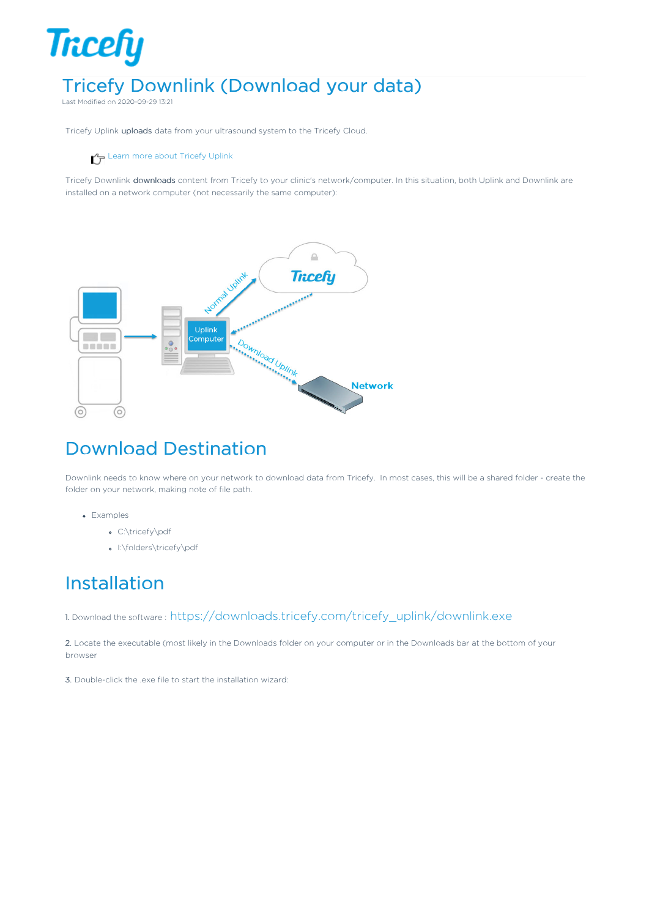# Tricefy Downlink (Download your data)

Last Modified on 2020-09-29 13:21

Tricefy Uplink **uploads** data from your ultrasound system to the Tricefy Cloud.

Learn more about Tricefy Uplink

Tricefy Downlink **downloads** content from Tricefy to your clinic's network/computer. In this situation, both Uplink and Downlink are installed on a network computer (not necessarily the same computer):

## Download Destination

Downlink needs to know where on your network to download data from Tricefy. In most cases, this will be a shared folder - create the folder on your network, making note of file path.

- Examples
  - C:\tricefy\pdf
  - I:\folders\tricefy\pdf

## Installation

1. Download the software : https://downloads.tricefy.com/tricefy_uplink/downlink.exe

2. Locate the executable (most likely in the Downloads folder on your computer or in the Downloads bar at the bottom of your browser

3. Double-click the .exe file to start the installation wizard: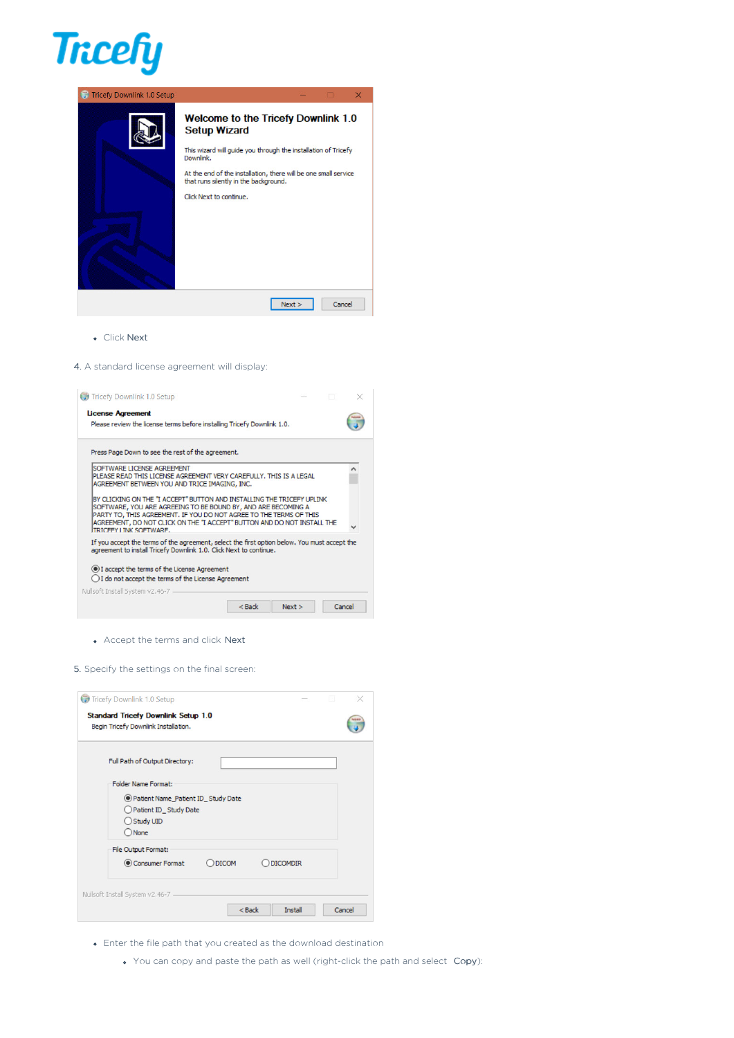- Click Next

4. A standard license agreement will display:

- Accept the terms and click Next

5. Specify the settings on the final screen:

- Enter the file path that you created as the download destination
  - You can copy and paste the path as well (right-click the path and select Copy):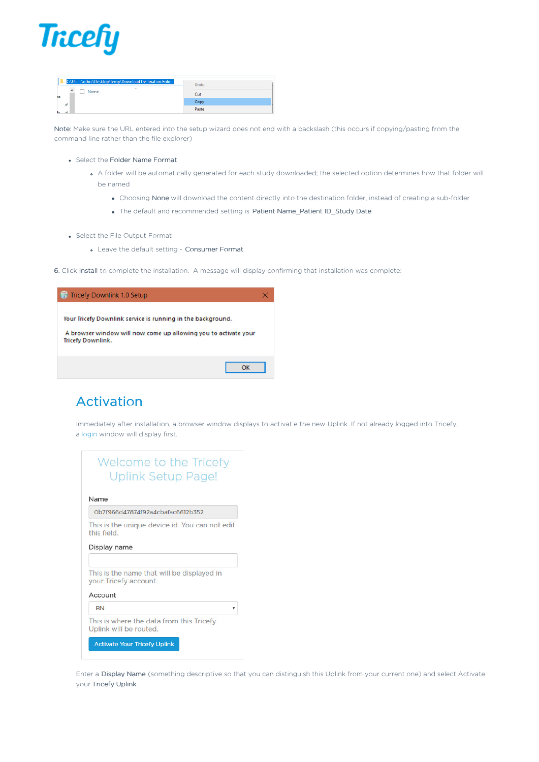Note: Make sure the URL entered into the setup wizard does not end with a backslash (this occurs if copying/pasting from the command line rather than the file explorer)

- Select the Folder Name Format
  - A folder will be automatically generated for each study downloaded; the selected option determines how that folder will be named
    - Choosing None will download the content directly into the destination folder, instead of creating a sub-folder
    - The default and recommended setting is Patient Name_Patient ID_Study Date
- Select the File Output Format
  - Leave the default setting - Consumer Format

6. Click Install to complete the installation. A message will display confirming that installation was complete:

## Activation

Immediately after installation, a browser window displays to activat e the new Uplink. If not already logged into Tricefy, a login window will display first.

Enter a Display Name (something descriptive so that you can distinguish this Uplink from your current one) and select Activate your Tricefy Uplink.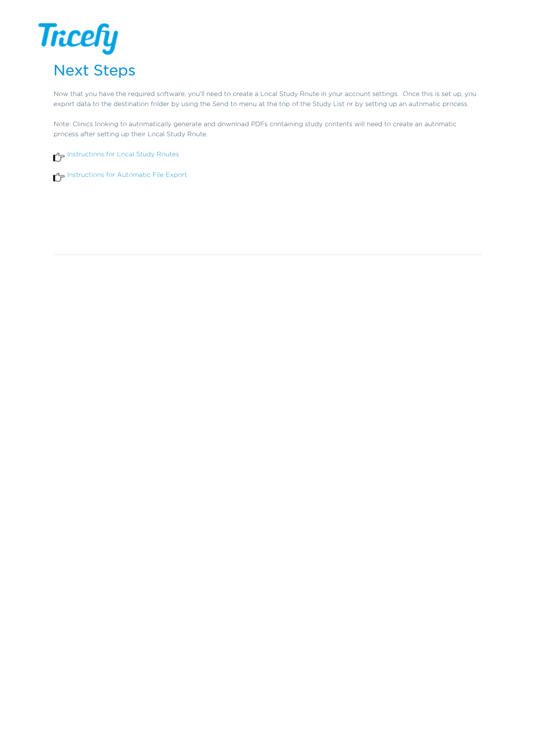# Next Steps

Now that you have the required software, you'll need to create a Local Study Route in your account settings.  Once this is set up, you export data to the destination folder by using the Send to menu at the top of the Study List or by setting up an automatic process.

Note: Clinics looking to automatically generate and download PDFs containing study contents will need to create an automatic process after setting up their Local Study Route.

☞ Instructions for Local Study Routes

☞ Instructions for Automatic File Export